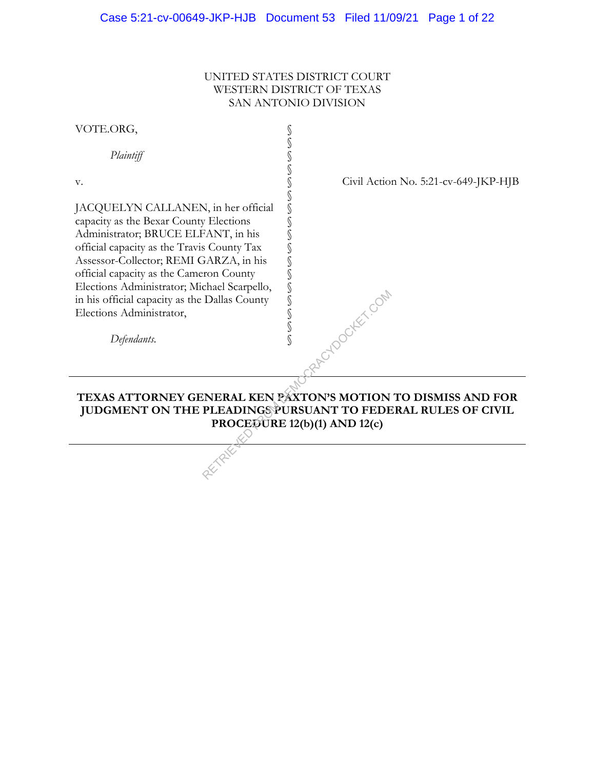UNITED STATES DISTRICT COURT
WESTERN DISTRICT OF TEXAS
SAN ANTONIO DIVISION

VOTE.ORG,

*Plaintiff*

v.

JACQUELYN CALLANEN, in her official capacity as the Bexar County Elections Administrator; BRUCE ELFANT, in his official capacity as the Travis County Tax Assessor-Collector; REMI GARZA, in his official capacity as the Cameron County Elections Administrator; Michael Scarpello, in his official capacity as the Dallas County Elections Administrator,

*Defendants.*

Civil Action No. 5:21-cv-649-JKP-HJB

---

**TEXAS ATTORNEY GENERAL KEN PAXTON'S MOTION TO DISMISS AND FOR JUDGMENT ON THE PLEADINGS PURSUANT TO FEDERAL RULES OF CIVIL PROCEDURE 12(b)(1) AND 12(c)**

---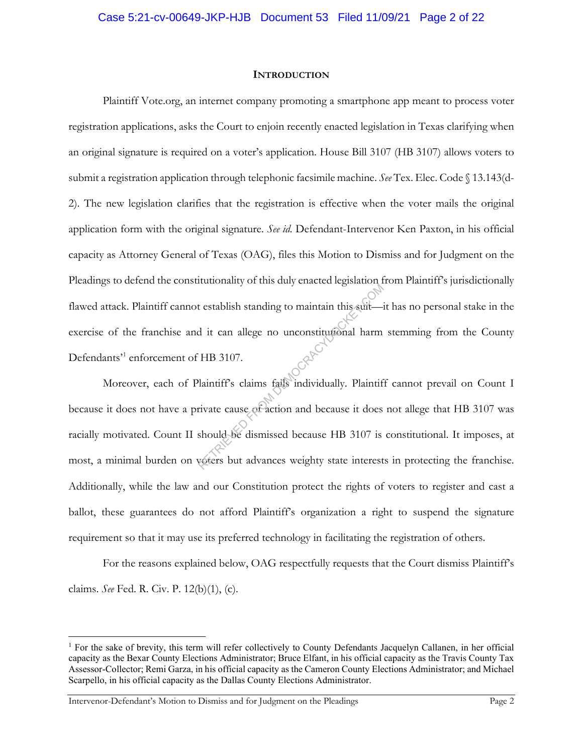## INTRODUCTION

Plaintiff Vote.org, an internet company promoting a smartphone app meant to process voter registration applications, asks the Court to enjoin recently enacted legislation in Texas clarifying when an original signature is required on a voter's application. House Bill 3107 (HB 3107) allows voters to submit a registration application through telephonic facsimile machine. *See* Tex. Elec. Code § 13.143(d-2). The new legislation clarifies that the registration is effective when the voter mails the original application form with the original signature. *See id.* Defendant-Intervenor Ken Paxton, in his official capacity as Attorney General of Texas (OAG), files this Motion to Dismiss and for Judgment on the Pleadings to defend the constitutionality of this duly enacted legislation from Plaintiff's jurisdictionally flawed attack. Plaintiff cannot establish standing to maintain this suit—it has no personal stake in the exercise of the franchise and it can allege no unconstitutional harm stemming from the County Defendants'[1] enforcement of HB 3107.

Moreover, each of Plaintiff's claims fails individually. Plaintiff cannot prevail on Count I because it does not have a private cause of action and because it does not allege that HB 3107 was racially motivated. Count II should be dismissed because HB 3107 is constitutional. It imposes, at most, a minimal burden on voters but advances weighty state interests in protecting the franchise. Additionally, while the law and our Constitution protect the rights of voters to register and cast a ballot, these guarantees do not afford Plaintiff's organization a right to suspend the signature requirement so that it may use its preferred technology in facilitating the registration of others.

For the reasons explained below, OAG respectfully requests that the Court dismiss Plaintiff's claims. *See* Fed. R. Civ. P. 12(b)(1), (c).

---

[1] For the sake of brevity, this term will refer collectively to County Defendants Jacquelyn Callanen, in her official capacity as the Bexar County Elections Administrator; Bruce Elfant, in his official capacity as the Travis County Tax Assessor-Collector; Remi Garza, in his official capacity as the Cameron County Elections Administrator; and Michael Scarpello, in his official capacity as the Dallas County Elections Administrator.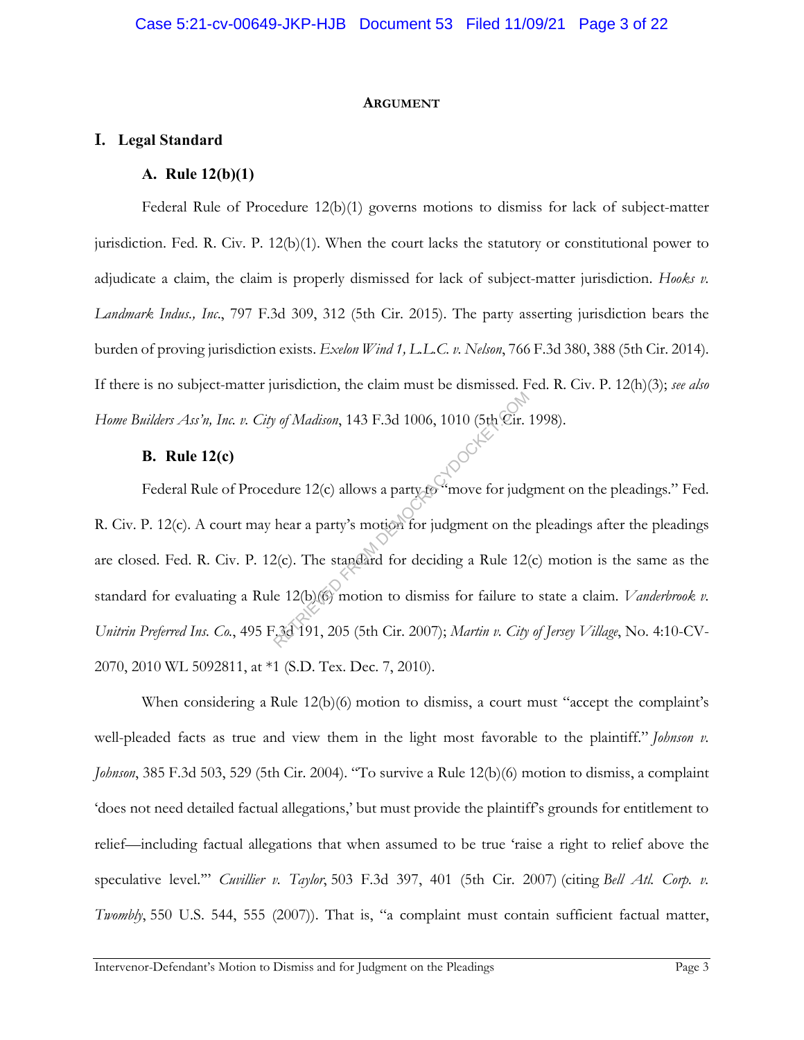**ARGUMENT**

## I. Legal Standard

### A. Rule 12(b)(1)

Federal Rule of Procedure 12(b)(1) governs motions to dismiss for lack of subject-matter jurisdiction. Fed. R. Civ. P. 12(b)(1). When the court lacks the statutory or constitutional power to adjudicate a claim, the claim is properly dismissed for lack of subject-matter jurisdiction. *Hooks v. Landmark Indus., Inc.*, 797 F.3d 309, 312 (5th Cir. 2015). The party asserting jurisdiction bears the burden of proving jurisdiction exists. *Exelon Wind 1, L.L.C. v. Nelson*, 766 F.3d 380, 388 (5th Cir. 2014). If there is no subject-matter jurisdiction, the claim must be dismissed. Fed. R. Civ. P. 12(h)(3); *see also Home Builders Ass'n, Inc. v. City of Madison*, 143 F.3d 1006, 1010 (5th Cir. 1998).

### B. Rule 12(c)

Federal Rule of Procedure 12(c) allows a party to "move for judgment on the pleadings." Fed. R. Civ. P. 12(c). A court may hear a party's motion for judgment on the pleadings after the pleadings are closed. Fed. R. Civ. P. 12(c). The standard for deciding a Rule 12(c) motion is the same as the standard for evaluating a Rule 12(b)(6) motion to dismiss for failure to state a claim. *Vanderbrook v. Unitrin Preferred Ins. Co.*, 495 F.3d 191, 205 (5th Cir. 2007); *Martin v. City of Jersey Village*, No. 4:10-CV-2070, 2010 WL 5092811, at *1 (S.D. Tex. Dec. 7, 2010).

When considering a Rule 12(b)(6) motion to dismiss, a court must "accept the complaint's well-pleaded facts as true and view them in the light most favorable to the plaintiff." *Johnson v. Johnson*, 385 F.3d 503, 529 (5th Cir. 2004). "To survive a Rule 12(b)(6) motion to dismiss, a complaint 'does not need detailed factual allegations,' but must provide the plaintiff's grounds for entitlement to relief—including factual allegations that when assumed to be true 'raise a right to relief above the speculative level.'" *Cuvillier v. Taylor*, 503 F.3d 397, 401 (5th Cir. 2007) (citing *Bell Atl. Corp. v. Twombly*, 550 U.S. 544, 555 (2007)). That is, "a complaint must contain sufficient factual matter,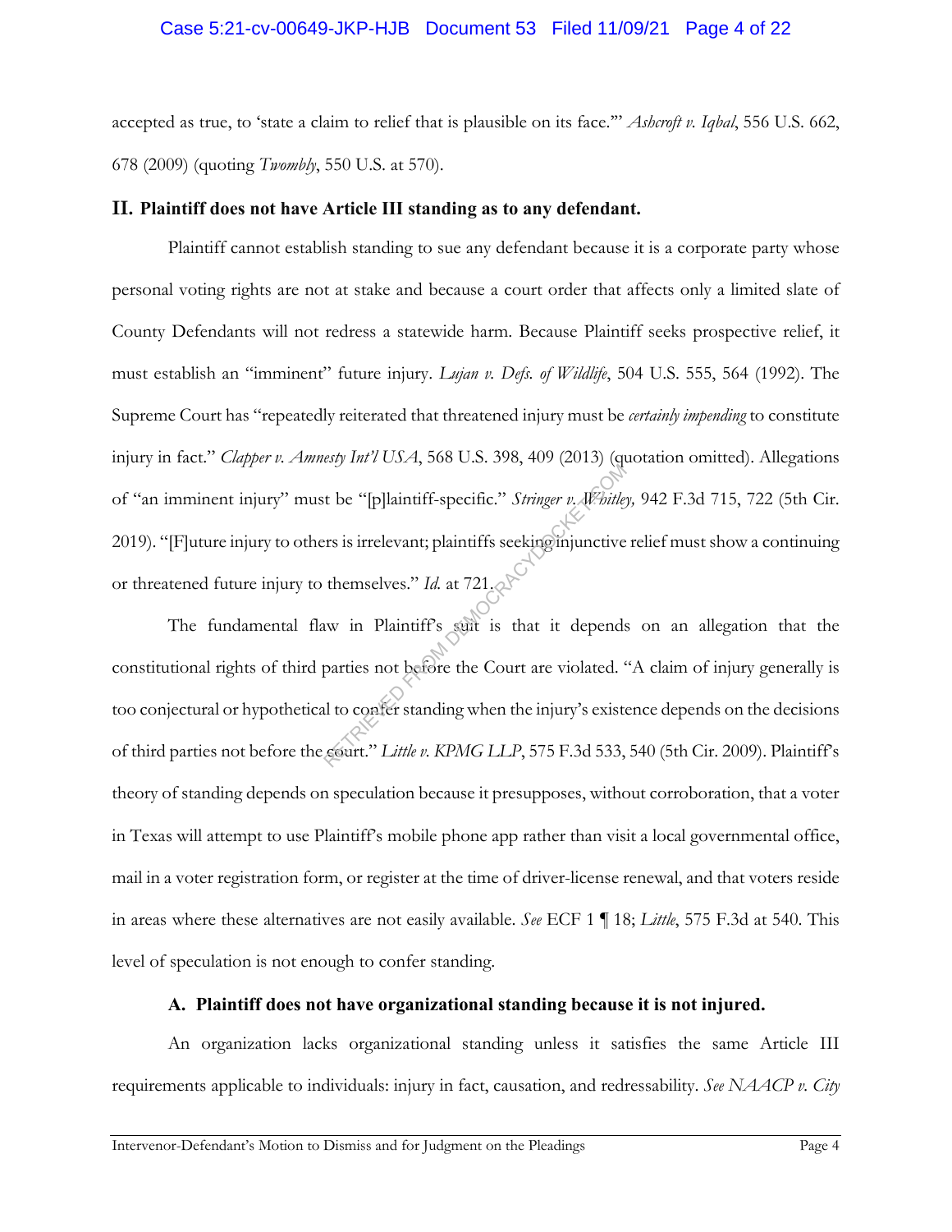accepted as true, to 'state a claim to relief that is plausible on its face.'" *Ashcroft v. Iqbal*, 556 U.S. 662, 678 (2009) (quoting *Twombly*, 550 U.S. at 570).

## II. Plaintiff does not have Article III standing as to any defendant.

Plaintiff cannot establish standing to sue any defendant because it is a corporate party whose personal voting rights are not at stake and because a court order that affects only a limited slate of County Defendants will not redress a statewide harm. Because Plaintiff seeks prospective relief, it must establish an "imminent" future injury. *Lujan v. Defs. of Wildlife*, 504 U.S. 555, 564 (1992). The Supreme Court has "repeatedly reiterated that threatened injury must be *certainly impending* to constitute injury in fact." *Clapper v. Amnesty Int'l USA*, 568 U.S. 398, 409 (2013) (quotation omitted). Allegations of "an imminent injury" must be "[p]laintiff-specific." *Stringer v. Whitley,* 942 F.3d 715, 722 (5th Cir. 2019). "[F]uture injury to others is irrelevant; plaintiffs seeking injunctive relief must show a continuing or threatened future injury to themselves." *Id.* at 721.

The fundamental flaw in Plaintiff's suit is that it depends on an allegation that the constitutional rights of third parties not before the Court are violated. "A claim of injury generally is too conjectural or hypothetical to confer standing when the injury's existence depends on the decisions of third parties not before the court." *Little v. KPMG LLP*, 575 F.3d 533, 540 (5th Cir. 2009). Plaintiff's theory of standing depends on speculation because it presupposes, without corroboration, that a voter in Texas will attempt to use Plaintiff's mobile phone app rather than visit a local governmental office, mail in a voter registration form, or register at the time of driver-license renewal, and that voters reside in areas where these alternatives are not easily available. *See* ECF 1 ¶ 18; *Little*, 575 F.3d at 540. This level of speculation is not enough to confer standing.

### A. Plaintiff does not have organizational standing because it is not injured.

An organization lacks organizational standing unless it satisfies the same Article III requirements applicable to individuals: injury in fact, causation, and redressability. *See NAACP v. City*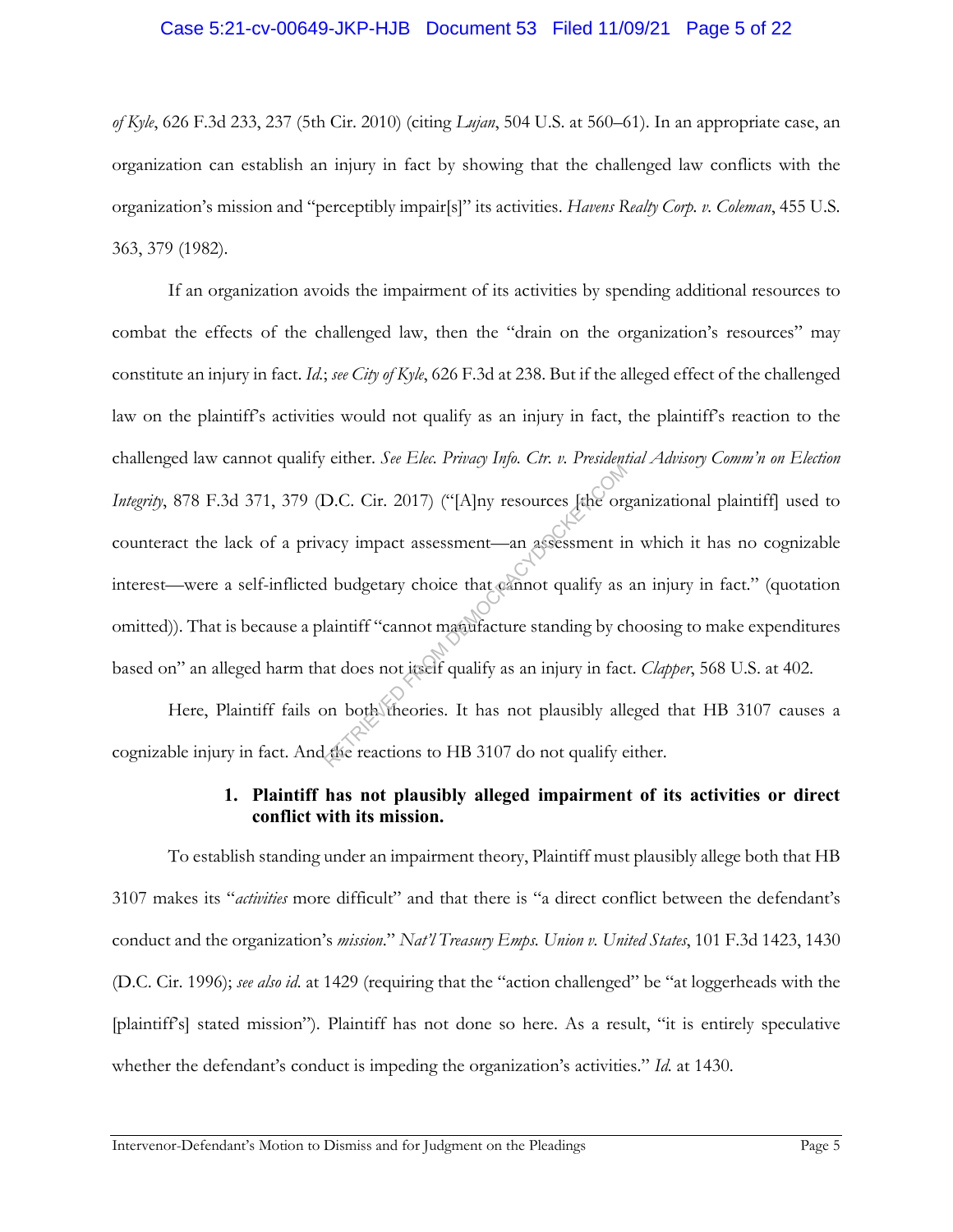*of Kyle*, 626 F.3d 233, 237 (5th Cir. 2010) (citing *Lujan*, 504 U.S. at 560–61). In an appropriate case, an organization can establish an injury in fact by showing that the challenged law conflicts with the organization's mission and "perceptibly impair[s]" its activities. *Havens Realty Corp. v. Coleman*, 455 U.S. 363, 379 (1982).

If an organization avoids the impairment of its activities by spending additional resources to combat the effects of the challenged law, then the "drain on the organization's resources" may constitute an injury in fact. *Id.*; *see City of Kyle*, 626 F.3d at 238. But if the alleged effect of the challenged law on the plaintiff's activities would not qualify as an injury in fact, the plaintiff's reaction to the challenged law cannot qualify either. *See Elec. Privacy Info. Ctr. v. Presidential Advisory Comm'n on Election Integrity*, 878 F.3d 371, 379 (D.C. Cir. 2017) ("[A]ny resources [the organizational plaintiff] used to counteract the lack of a privacy impact assessment—an assessment in which it has no cognizable interest—were a self-inflicted budgetary choice that cannot qualify as an injury in fact." (quotation omitted)). That is because a plaintiff "cannot manufacture standing by choosing to make expenditures based on" an alleged harm that does not itself qualify as an injury in fact. *Clapper*, 568 U.S. at 402.

Here, Plaintiff fails on both theories. It has not plausibly alleged that HB 3107 causes a cognizable injury in fact. And the reactions to HB 3107 do not qualify either.

### 1. Plaintiff has not plausibly alleged impairment of its activities or direct conflict with its mission.

To establish standing under an impairment theory, Plaintiff must plausibly allege both that HB 3107 makes its "*activities* more difficult" and that there is "a direct conflict between the defendant's conduct and the organization's *mission*." *Nat'l Treasury Emps. Union v. United States*, 101 F.3d 1423, 1430 (D.C. Cir. 1996); *see also id.* at 1429 (requiring that the "action challenged" be "at loggerheads with the [plaintiff's] stated mission"). Plaintiff has not done so here. As a result, "it is entirely speculative whether the defendant's conduct is impeding the organization's activities." *Id.* at 1430.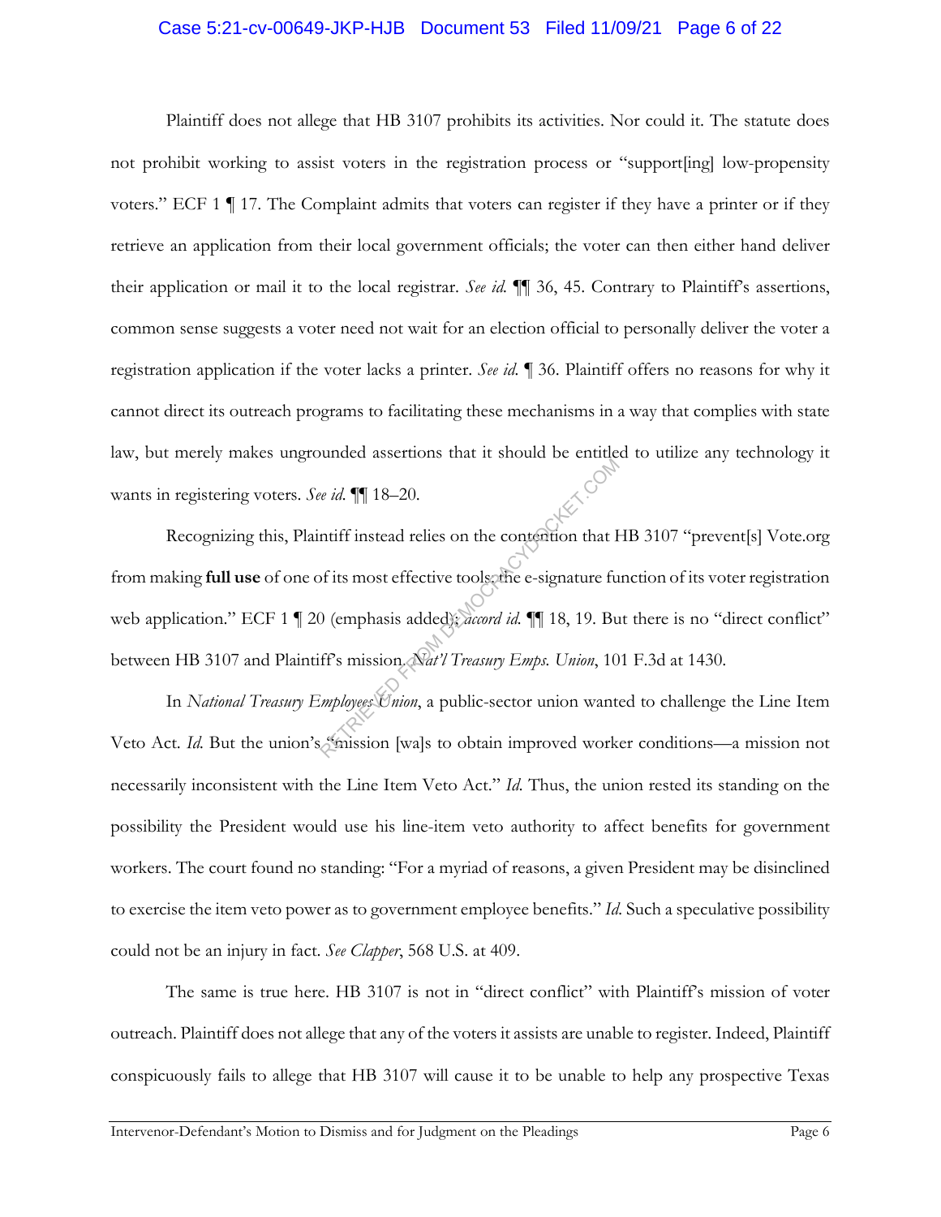Plaintiff does not allege that HB 3107 prohibits its activities. Nor could it. The statute does not prohibit working to assist voters in the registration process or "support[ing] low-propensity voters." ECF 1 ¶ 17. The Complaint admits that voters can register if they have a printer or if they retrieve an application from their local government officials; the voter can then either hand deliver their application or mail it to the local registrar. *See id.* ¶¶ 36, 45. Contrary to Plaintiff's assertions, common sense suggests a voter need not wait for an election official to personally deliver the voter a registration application if the voter lacks a printer. *See id.* ¶ 36. Plaintiff offers no reasons for why it cannot direct its outreach programs to facilitating these mechanisms in a way that complies with state law, but merely makes ungrounded assertions that it should be entitled to utilize any technology it wants in registering voters. *See id.* ¶¶ 18–20.

Recognizing this, Plaintiff instead relies on the contention that HB 3107 "prevent[s] Vote.org from making **full use** of one of its most effective tools: the e-signature function of its voter registration web application." ECF 1 ¶ 20 (emphasis added); *accord id.* ¶¶ 18, 19. But there is no "direct conflict" between HB 3107 and Plaintiff's mission. *Nat'l Treasury Emps. Union*, 101 F.3d at 1430.

In *National Treasury Employees Union*, a public-sector union wanted to challenge the Line Item Veto Act. *Id.* But the union's "mission [wa]s to obtain improved worker conditions—a mission not necessarily inconsistent with the Line Item Veto Act." *Id.* Thus, the union rested its standing on the possibility the President would use his line-item veto authority to affect benefits for government workers. The court found no standing: "For a myriad of reasons, a given President may be disinclined to exercise the item veto power as to government employee benefits." *Id.* Such a speculative possibility could not be an injury in fact. *See Clapper*, 568 U.S. at 409.

The same is true here. HB 3107 is not in "direct conflict" with Plaintiff's mission of voter outreach. Plaintiff does not allege that any of the voters it assists are unable to register. Indeed, Plaintiff conspicuously fails to allege that HB 3107 will cause it to be unable to help any prospective Texas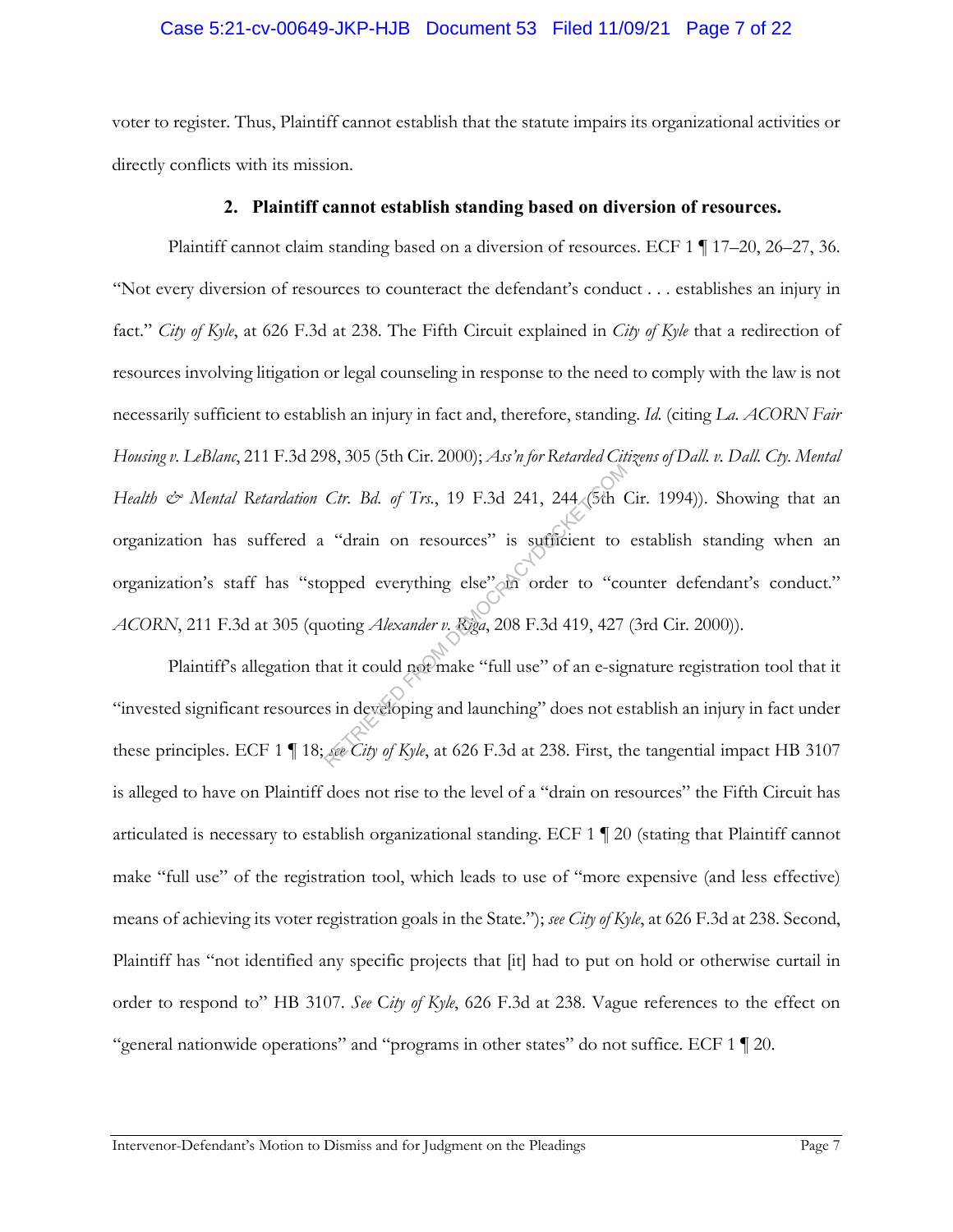voter to register. Thus, Plaintiff cannot establish that the statute impairs its organizational activities or directly conflicts with its mission.

### 2. Plaintiff cannot establish standing based on diversion of resources.

Plaintiff cannot claim standing based on a diversion of resources. ECF 1 ¶ 17–20, 26–27, 36. "Not every diversion of resources to counteract the defendant's conduct . . . establishes an injury in fact." *City of Kyle*, at 626 F.3d at 238. The Fifth Circuit explained in *City of Kyle* that a redirection of resources involving litigation or legal counseling in response to the need to comply with the law is not necessarily sufficient to establish an injury in fact and, therefore, standing. *Id.* (citing *La. ACORN Fair Housing v. LeBlanc*, 211 F.3d 298, 305 (5th Cir. 2000); *Ass'n for Retarded Citizens of Dall. v. Dall. Cty. Mental Health & Mental Retardation Ctr. Bd. of Trs.*, 19 F.3d 241, 244 (5th Cir. 1994)). Showing that an organization has suffered a "drain on resources" is sufficient to establish standing when an organization's staff has "stopped everything else" in order to "counter defendant's conduct." *ACORN*, 211 F.3d at 305 (quoting *Alexander v. Riga*, 208 F.3d 419, 427 (3rd Cir. 2000)).

Plaintiff's allegation that it could not make "full use" of an e-signature registration tool that it "invested significant resources in developing and launching" does not establish an injury in fact under these principles. ECF 1 ¶ 18; *see City of Kyle*, at 626 F.3d at 238. First, the tangential impact HB 3107 is alleged to have on Plaintiff does not rise to the level of a "drain on resources" the Fifth Circuit has articulated is necessary to establish organizational standing. ECF 1 ¶ 20 (stating that Plaintiff cannot make "full use" of the registration tool, which leads to use of "more expensive (and less effective) means of achieving its voter registration goals in the State."); *see City of Kyle*, at 626 F.3d at 238. Second, Plaintiff has "not identified any specific projects that [it] had to put on hold or otherwise curtail in order to respond to" HB 3107. *See City of Kyle*, 626 F.3d at 238. Vague references to the effect on "general nationwide operations" and "programs in other states" do not suffice. ECF 1 ¶ 20.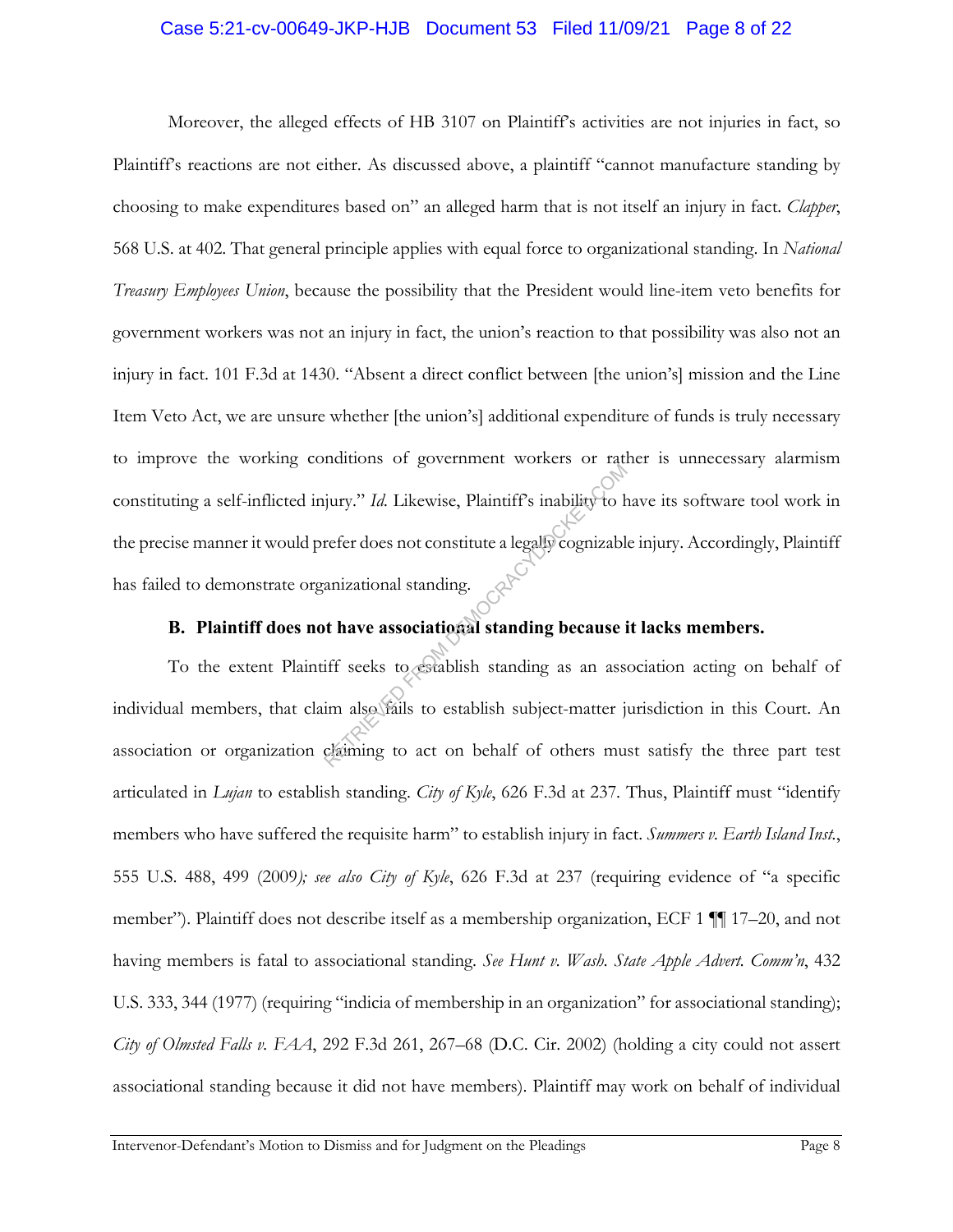Moreover, the alleged effects of HB 3107 on Plaintiff's activities are not injuries in fact, so Plaintiff's reactions are not either. As discussed above, a plaintiff "cannot manufacture standing by choosing to make expenditures based on" an alleged harm that is not itself an injury in fact. *Clapper*, 568 U.S. at 402. That general principle applies with equal force to organizational standing. In *National Treasury Employees Union*, because the possibility that the President would line-item veto benefits for government workers was not an injury in fact, the union's reaction to that possibility was also not an injury in fact. 101 F.3d at 1430. "Absent a direct conflict between [the union's] mission and the Line Item Veto Act, we are unsure whether [the union's] additional expenditure of funds is truly necessary to improve the working conditions of government workers or rather is unnecessary alarmism constituting a self-inflicted injury." *Id.* Likewise, Plaintiff's inability to have its software tool work in the precise manner it would prefer does not constitute a legally cognizable injury. Accordingly, Plaintiff has failed to demonstrate organizational standing.

### B. Plaintiff does not have associational standing because it lacks members.

To the extent Plaintiff seeks to establish standing as an association acting on behalf of individual members, that claim also fails to establish subject-matter jurisdiction in this Court. An association or organization claiming to act on behalf of others must satisfy the three part test articulated in *Lujan* to establish standing. *City of Kyle*, 626 F.3d at 237. Thus, Plaintiff must "identify members who have suffered the requisite harm" to establish injury in fact. *Summers v. Earth Island Inst.*, 555 U.S. 488, 499 (2009*); see also City of Kyle*, 626 F.3d at 237 (requiring evidence of "a specific member"). Plaintiff does not describe itself as a membership organization, ECF 1 ¶¶ 17–20, and not having members is fatal to associational standing. *See Hunt v. Wash. State Apple Advert. Comm'n*, 432 U.S. 333, 344 (1977) (requiring "indicia of membership in an organization" for associational standing); *City of Olmsted Falls v. FAA*, 292 F.3d 261, 267–68 (D.C. Cir. 2002) (holding a city could not assert associational standing because it did not have members). Plaintiff may work on behalf of individual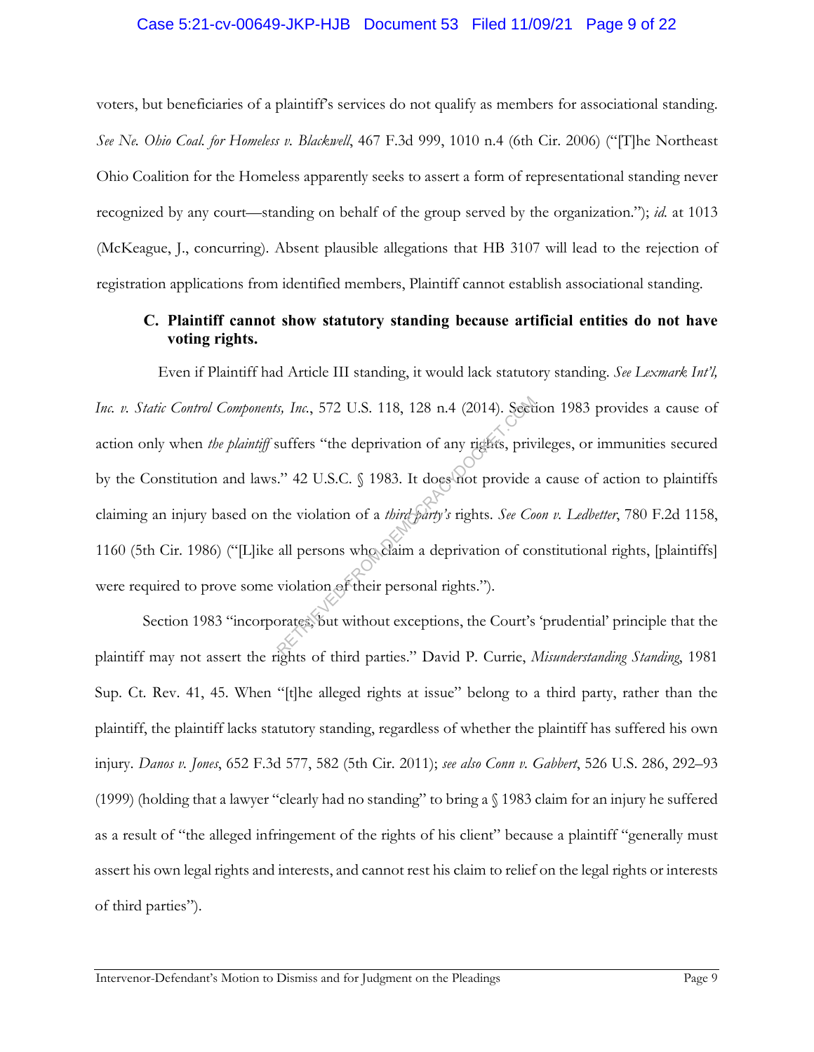voters, but beneficiaries of a plaintiff's services do not qualify as members for associational standing. *See Ne. Ohio Coal. for Homeless v. Blackwell*, 467 F.3d 999, 1010 n.4 (6th Cir. 2006) ("[T]he Northeast Ohio Coalition for the Homeless apparently seeks to assert a form of representational standing never recognized by any court—standing on behalf of the group served by the organization."); *id.* at 1013 (McKeague, J., concurring). Absent plausible allegations that HB 3107 will lead to the rejection of registration applications from identified members, Plaintiff cannot establish associational standing.

### C. Plaintiff cannot show statutory standing because artificial entities do not have voting rights.

Even if Plaintiff had Article III standing, it would lack statutory standing. *See Lexmark Int'l, Inc. v. Static Control Components, Inc.*, 572 U.S. 118, 128 n.4 (2014). Section 1983 provides a cause of action only when *the plaintiff* suffers "the deprivation of any rights, privileges, or immunities secured by the Constitution and laws." 42 U.S.C. § 1983. It does not provide a cause of action to plaintiffs claiming an injury based on the violation of a *third party's* rights. *See Coon v. Ledbetter*, 780 F.2d 1158, 1160 (5th Cir. 1986) ("[L]ike all persons who claim a deprivation of constitutional rights, [plaintiffs] were required to prove some violation of their personal rights.").

Section 1983 "incorporates, but without exceptions, the Court's 'prudential' principle that the plaintiff may not assert the rights of third parties." David P. Currie, *Misunderstanding Standing*, 1981 Sup. Ct. Rev. 41, 45. When "[t]he alleged rights at issue" belong to a third party, rather than the plaintiff, the plaintiff lacks statutory standing, regardless of whether the plaintiff has suffered his own injury. *Danos v. Jones*, 652 F.3d 577, 582 (5th Cir. 2011); *see also Conn v. Gabbert*, 526 U.S. 286, 292–93 (1999) (holding that a lawyer "clearly had no standing" to bring a § 1983 claim for an injury he suffered as a result of "the alleged infringement of the rights of his client" because a plaintiff "generally must assert his own legal rights and interests, and cannot rest his claim to relief on the legal rights or interests of third parties").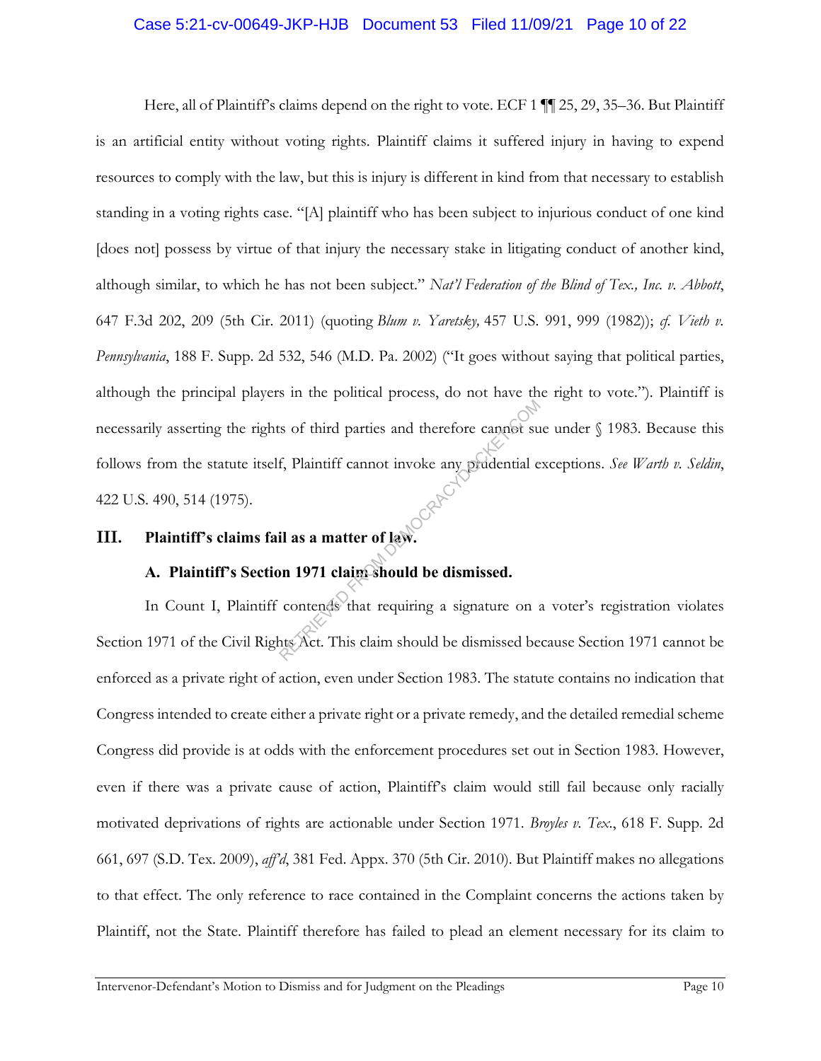Here, all of Plaintiff's claims depend on the right to vote. ECF 1 ¶¶ 25, 29, 35–36. But Plaintiff is an artificial entity without voting rights. Plaintiff claims it suffered injury in having to expend resources to comply with the law, but this is injury is different in kind from that necessary to establish standing in a voting rights case. "[A] plaintiff who has been subject to injurious conduct of one kind [does not] possess by virtue of that injury the necessary stake in litigating conduct of another kind, although similar, to which he has not been subject." *Nat'l Federation of the Blind of Tex., Inc. v. Abbott*, 647 F.3d 202, 209 (5th Cir. 2011) (quoting *Blum v. Yaretsky,* 457 U.S. 991, 999 (1982)); *cf. Vieth v. Pennsylvania*, 188 F. Supp. 2d 532, 546 (M.D. Pa. 2002) ("It goes without saying that political parties, although the principal players in the political process, do not have the right to vote."). Plaintiff is necessarily asserting the rights of third parties and therefore cannot sue under § 1983. Because this follows from the statute itself, Plaintiff cannot invoke any prudential exceptions. *See Warth v. Seldin*, 422 U.S. 490, 514 (1975).

## III. Plaintiff's claims fail as a matter of law.

### A. Plaintiff's Section 1971 claim should be dismissed.

In Count I, Plaintiff contends that requiring a signature on a voter's registration violates Section 1971 of the Civil Rights Act. This claim should be dismissed because Section 1971 cannot be enforced as a private right of action, even under Section 1983. The statute contains no indication that Congress intended to create either a private right or a private remedy, and the detailed remedial scheme Congress did provide is at odds with the enforcement procedures set out in Section 1983. However, even if there was a private cause of action, Plaintiff's claim would still fail because only racially motivated deprivations of rights are actionable under Section 1971. *Broyles v. Tex.*, 618 F. Supp. 2d 661, 697 (S.D. Tex. 2009), *aff'd*, 381 Fed. Appx. 370 (5th Cir. 2010). But Plaintiff makes no allegations to that effect. The only reference to race contained in the Complaint concerns the actions taken by Plaintiff, not the State. Plaintiff therefore has failed to plead an element necessary for its claim to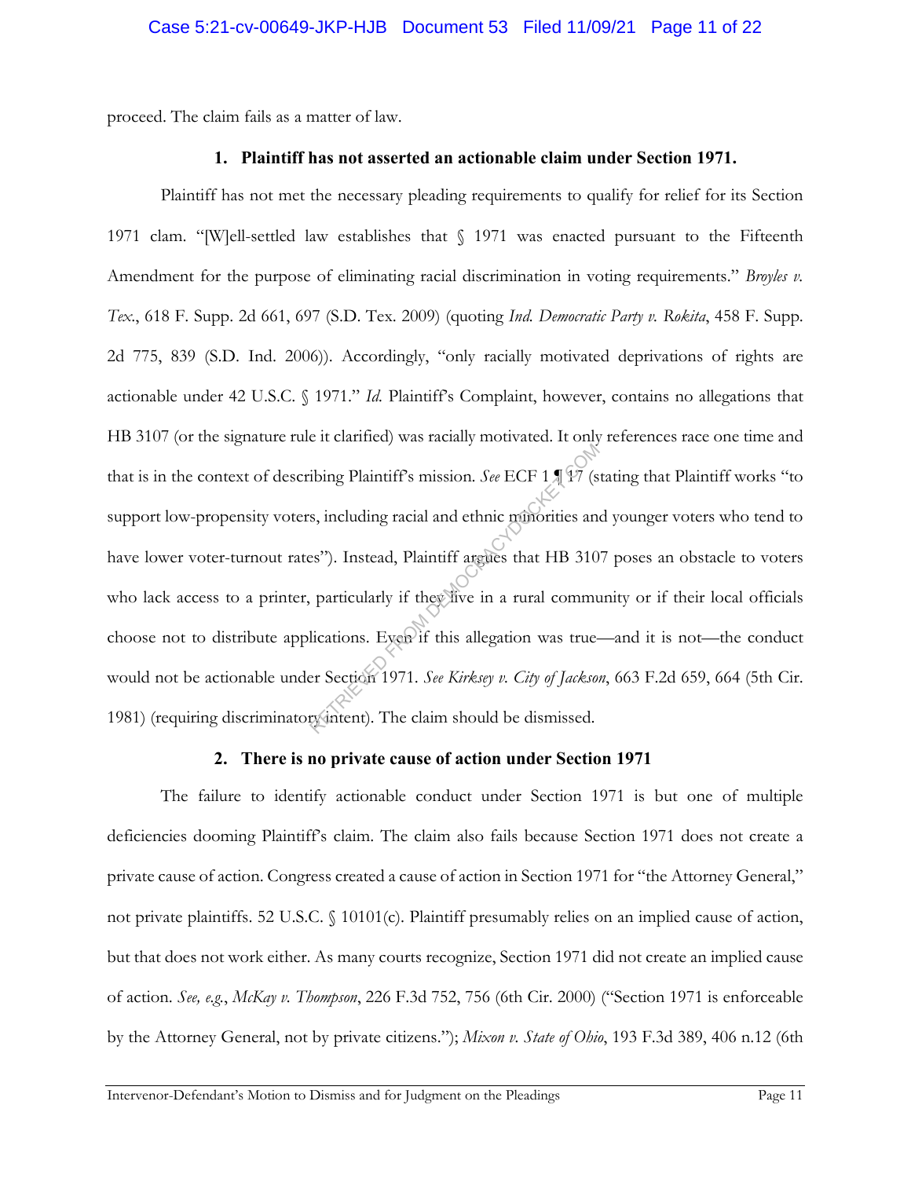proceed. The claim fails as a matter of law.

**1. Plaintiff has not asserted an actionable claim under Section 1971.**

Plaintiff has not met the necessary pleading requirements to qualify for relief for its Section 1971 clam. "[W]ell-settled law establishes that § 1971 was enacted pursuant to the Fifteenth Amendment for the purpose of eliminating racial discrimination in voting requirements." *Broyles v. Tex.*, 618 F. Supp. 2d 661, 697 (S.D. Tex. 2009) (quoting *Ind. Democratic Party v. Rokita*, 458 F. Supp. 2d 775, 839 (S.D. Ind. 2006)). Accordingly, "only racially motivated deprivations of rights are actionable under 42 U.S.C. § 1971." *Id.* Plaintiff's Complaint, however, contains no allegations that HB 3107 (or the signature rule it clarified) was racially motivated. It only references race one time and that is in the context of describing Plaintiff's mission. *See* ECF 1 ¶ 17 (stating that Plaintiff works "to support low-propensity voters, including racial and ethnic minorities and younger voters who tend to have lower voter-turnout rates"). Instead, Plaintiff argues that HB 3107 poses an obstacle to voters who lack access to a printer, particularly if they live in a rural community or if their local officials choose not to distribute applications. Even if this allegation was true—and it is not—the conduct would not be actionable under Section 1971. *See Kirksey v. City of Jackson*, 663 F.2d 659, 664 (5th Cir. 1981) (requiring discriminatory intent). The claim should be dismissed.

**2. There is no private cause of action under Section 1971**

The failure to identify actionable conduct under Section 1971 is but one of multiple deficiencies dooming Plaintiff's claim. The claim also fails because Section 1971 does not create a private cause of action. Congress created a cause of action in Section 1971 for "the Attorney General," not private plaintiffs. 52 U.S.C. § 10101(c). Plaintiff presumably relies on an implied cause of action, but that does not work either. As many courts recognize, Section 1971 did not create an implied cause of action. *See, e.g.*, *McKay v. Thompson*, 226 F.3d 752, 756 (6th Cir. 2000) ("Section 1971 is enforceable by the Attorney General, not by private citizens."); *Mixon v. State of Ohio*, 193 F.3d 389, 406 n.12 (6th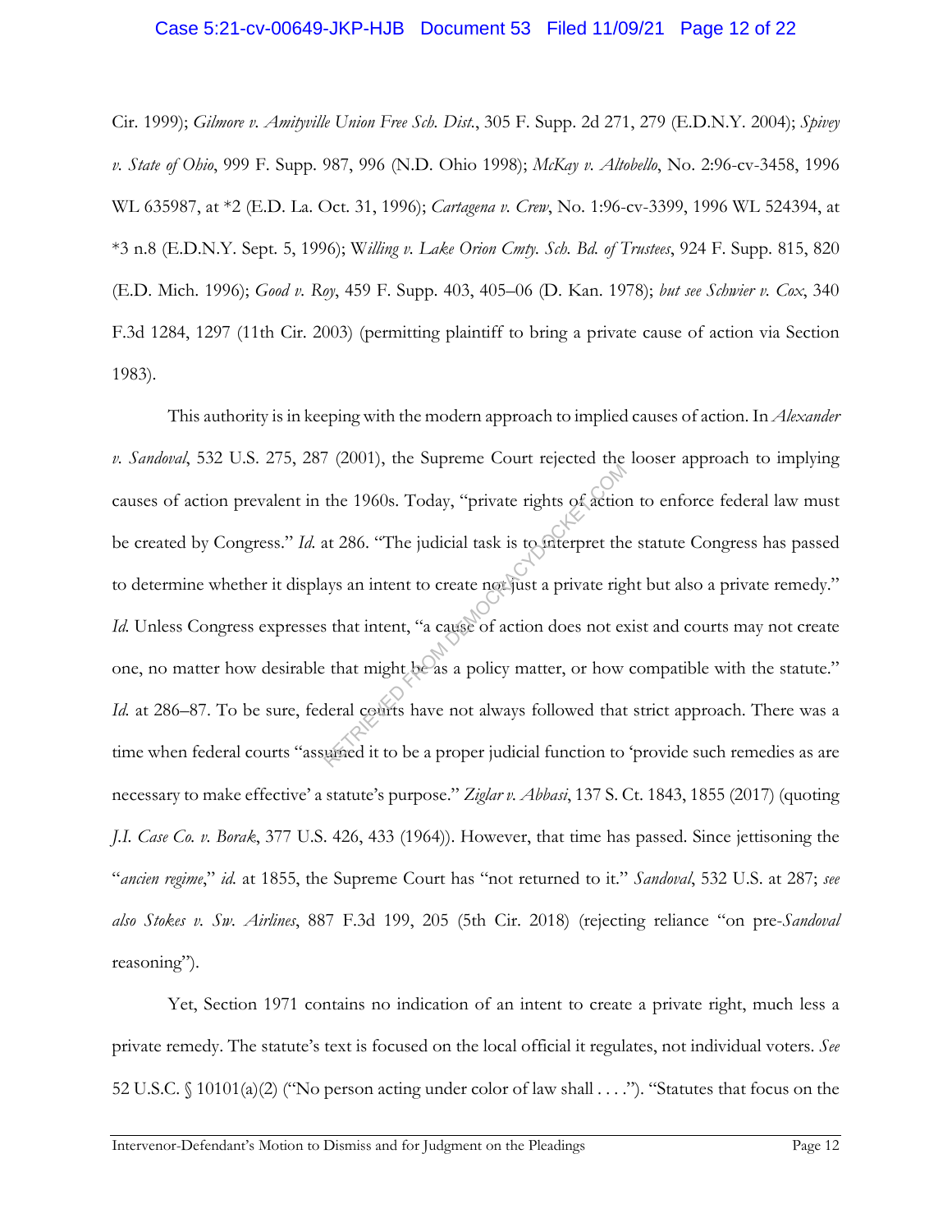Cir. 1999); *Gilmore v. Amityville Union Free Sch. Dist.*, 305 F. Supp. 2d 271, 279 (E.D.N.Y. 2004); *Spivey v. State of Ohio*, 999 F. Supp. 987, 996 (N.D. Ohio 1998); *McKay v. Altobello*, No. 2:96-cv-3458, 1996 WL 635987, at *2 (E.D. La. Oct. 31, 1996); *Cartagena v. Crew*, No. 1:96-cv-3399, 1996 WL 524394, at *3 n.8 (E.D.N.Y. Sept. 5, 1996); *Willing v. Lake Orion Cmty. Sch. Bd. of Trustees*, 924 F. Supp. 815, 820 (E.D. Mich. 1996); *Good v. Roy*, 459 F. Supp. 403, 405–06 (D. Kan. 1978); *but see Schwier v. Cox*, 340 F.3d 1284, 1297 (11th Cir. 2003) (permitting plaintiff to bring a private cause of action via Section 1983).

This authority is in keeping with the modern approach to implied causes of action. In *Alexander v. Sandoval*, 532 U.S. 275, 287 (2001), the Supreme Court rejected the looser approach to implying causes of action prevalent in the 1960s. Today, "private rights of action to enforce federal law must be created by Congress." *Id.* at 286. "The judicial task is to interpret the statute Congress has passed to determine whether it displays an intent to create not just a private right but also a private remedy." *Id.* Unless Congress expresses that intent, "a cause of action does not exist and courts may not create one, no matter how desirable that might be as a policy matter, or how compatible with the statute." *Id.* at 286–87. To be sure, federal courts have not always followed that strict approach. There was a time when federal courts "assumed it to be a proper judicial function to 'provide such remedies as are necessary to make effective' a statute's purpose." *Ziglar v. Abbasi*, 137 S. Ct. 1843, 1855 (2017) (quoting *J.I. Case Co. v. Borak*, 377 U.S. 426, 433 (1964)). However, that time has passed. Since jettisoning the "*ancien regime*," *id.* at 1855, the Supreme Court has "not returned to it." *Sandoval*, 532 U.S. at 287; *see also Stokes v. Sw. Airlines*, 887 F.3d 199, 205 (5th Cir. 2018) (rejecting reliance "on pre-*Sandoval* reasoning").

Yet, Section 1971 contains no indication of an intent to create a private right, much less a private remedy. The statute's text is focused on the local official it regulates, not individual voters. *See* 52 U.S.C. § 10101(a)(2) ("No person acting under color of law shall . . . ."). "Statutes that focus on the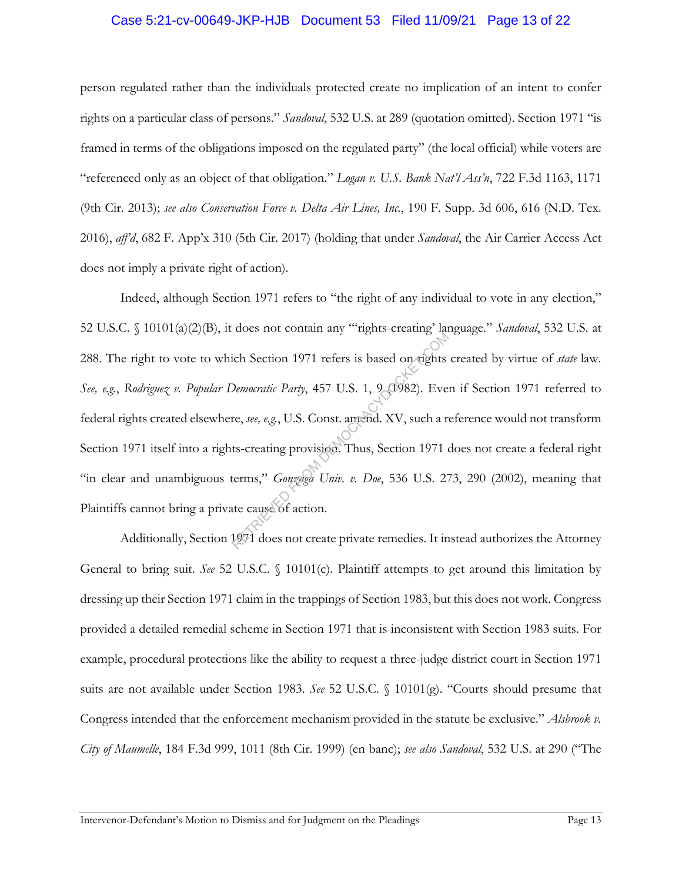person regulated rather than the individuals protected create no implication of an intent to confer rights on a particular class of persons." *Sandoval*, 532 U.S. at 289 (quotation omitted). Section 1971 "is framed in terms of the obligations imposed on the regulated party" (the local official) while voters are "referenced only as an object of that obligation." *Logan v. U.S. Bank Nat'l Ass'n*, 722 F.3d 1163, 1171 (9th Cir. 2013); *see also Conservation Force v. Delta Air Lines, Inc.*, 190 F. Supp. 3d 606, 616 (N.D. Tex. 2016), *aff'd*, 682 F. App'x 310 (5th Cir. 2017) (holding that under *Sandoval*, the Air Carrier Access Act does not imply a private right of action).

Indeed, although Section 1971 refers to "the right of any individual to vote in any election," 52 U.S.C. § 10101(a)(2)(B), it does not contain any "'rights-creating' language." *Sandoval*, 532 U.S. at 288. The right to vote to which Section 1971 refers is based on rights created by virtue of *state* law. *See, e.g.*, *Rodriguez v. Popular Democratic Party*, 457 U.S. 1, 9 (1982). Even if Section 1971 referred to federal rights created elsewhere, *see, e.g.*, U.S. Const. amend. XV, such a reference would not transform Section 1971 itself into a rights-creating provision. Thus, Section 1971 does not create a federal right "in clear and unambiguous terms," *Gonzaga Univ. v. Doe*, 536 U.S. 273, 290 (2002), meaning that Plaintiffs cannot bring a private cause of action.

Additionally, Section 1971 does not create private remedies. It instead authorizes the Attorney General to bring suit. *See* 52 U.S.C. § 10101(c). Plaintiff attempts to get around this limitation by dressing up their Section 1971 claim in the trappings of Section 1983, but this does not work. Congress provided a detailed remedial scheme in Section 1971 that is inconsistent with Section 1983 suits. For example, procedural protections like the ability to request a three-judge district court in Section 1971 suits are not available under Section 1983. *See* 52 U.S.C. § 10101(g). "Courts should presume that Congress intended that the enforcement mechanism provided in the statute be exclusive." *Alsbrook v. City of Maumelle*, 184 F.3d 999, 1011 (8th Cir. 1999) (en banc); *see also Sandoval*, 532 U.S. at 290 ("The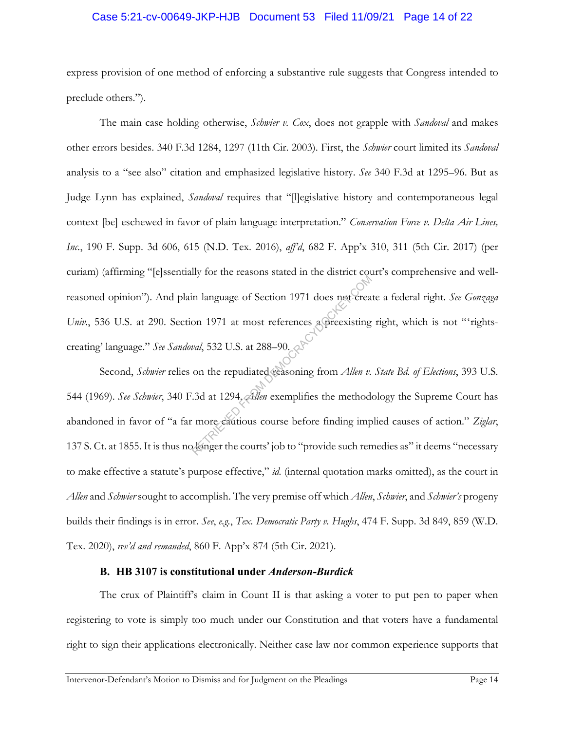express provision of one method of enforcing a substantive rule suggests that Congress intended to preclude others.").

The main case holding otherwise, *Schwier v. Cox*, does not grapple with *Sandoval* and makes other errors besides. 340 F.3d 1284, 1297 (11th Cir. 2003). First, the *Schwier* court limited its *Sandoval* analysis to a "see also" citation and emphasized legislative history. *See* 340 F.3d at 1295–96. But as Judge Lynn has explained, *Sandoval* requires that "[l]egislative history and contemporaneous legal context [be] eschewed in favor of plain language interpretation." *Conservation Force v. Delta Air Lines, Inc.*, 190 F. Supp. 3d 606, 615 (N.D. Tex. 2016), *aff'd*, 682 F. App'x 310, 311 (5th Cir. 2017) (per curiam) (affirming "[e]ssentially for the reasons stated in the district court's comprehensive and well-reasoned opinion"). And plain language of Section 1971 does not create a federal right. *See Gonzaga Univ.*, 536 U.S. at 290. Section 1971 at most references a preexisting right, which is not "'rights-creating' language." *See Sandoval*, 532 U.S. at 288–90.

Second, *Schwier* relies on the repudiated reasoning from *Allen v. State Bd. of Elections*, 393 U.S. 544 (1969). *See Schwier*, 340 F.3d at 1294. *Allen* exemplifies the methodology the Supreme Court has abandoned in favor of "a far more cautious course before finding implied causes of action." *Ziglar*, 137 S. Ct. at 1855. It is thus no longer the courts' job to "provide such remedies as" it deems "necessary to make effective a statute's purpose effective," *id.* (internal quotation marks omitted), as the court in *Allen* and *Schwier* sought to accomplish. The very premise off which *Allen*, *Schwier*, and *Schwier's* progeny builds their findings is in error. *See*, *e.g.*, *Tex. Democratic Party v. Hughs*, 474 F. Supp. 3d 849, 859 (W.D. Tex. 2020), *rev'd and remanded*, 860 F. App'x 874 (5th Cir. 2021).

### B. HB 3107 is constitutional under *Anderson-Burdick*

The crux of Plaintiff's claim in Count II is that asking a voter to put pen to paper when registering to vote is simply too much under our Constitution and that voters have a fundamental right to sign their applications electronically. Neither case law nor common experience supports that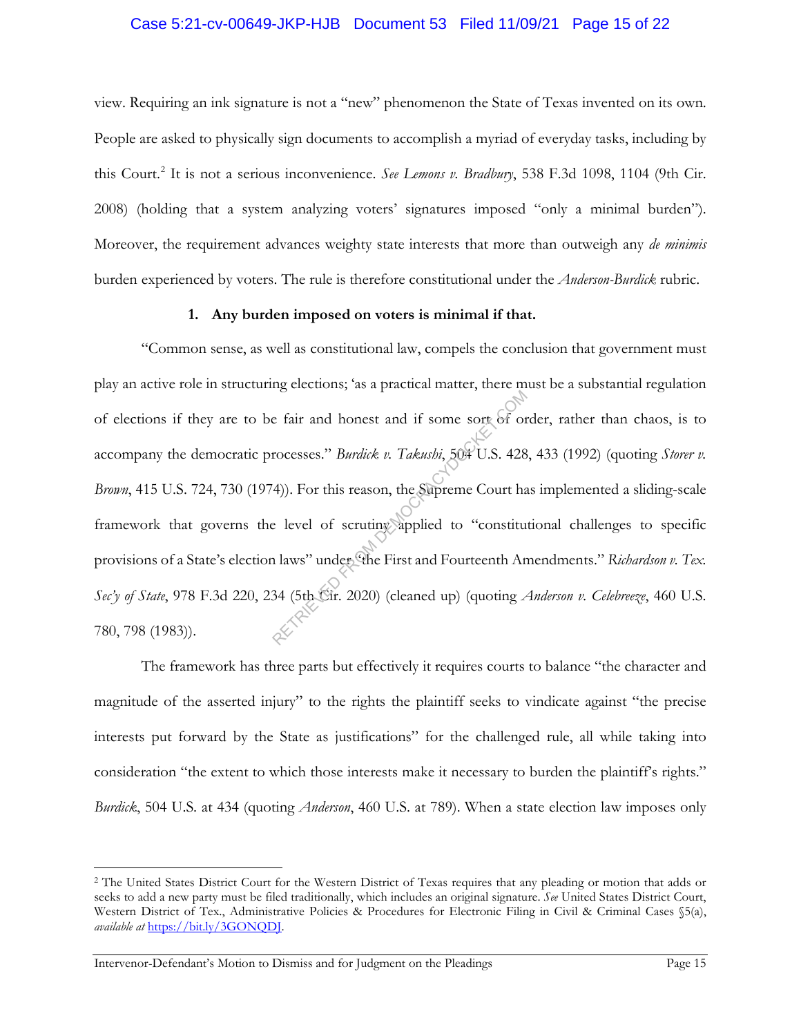view. Requiring an ink signature is not a "new" phenomenon the State of Texas invented on its own. People are asked to physically sign documents to accomplish a myriad of everyday tasks, including by this Court.[2] It is not a serious inconvenience. *See Lemons v. Bradbury*, 538 F.3d 1098, 1104 (9th Cir. 2008) (holding that a system analyzing voters' signatures imposed "only a minimal burden"). Moreover, the requirement advances weighty state interests that more than outweigh any *de minimis* burden experienced by voters. The rule is therefore constitutional under the *Anderson-Burdick* rubric.

**1. Any burden imposed on voters is minimal if that.**

"Common sense, as well as constitutional law, compels the conclusion that government must play an active role in structuring elections; 'as a practical matter, there must be a substantial regulation of elections if they are to be fair and honest and if some sort of order, rather than chaos, is to accompany the democratic processes." *Burdick v. Takushi*, 504 U.S. 428, 433 (1992) (quoting *Storer v. Brown*, 415 U.S. 724, 730 (1974)). For this reason, the Supreme Court has implemented a sliding-scale framework that governs the level of scrutiny applied to "constitutional challenges to specific provisions of a State's election laws" under "the First and Fourteenth Amendments." *Richardson v. Tex. Sec'y of State*, 978 F.3d 220, 234 (5th Cir. 2020) (cleaned up) (quoting *Anderson v. Celebrezze*, 460 U.S. 780, 798 (1983)).

The framework has three parts but effectively it requires courts to balance "the character and magnitude of the asserted injury" to the rights the plaintiff seeks to vindicate against "the precise interests put forward by the State as justifications" for the challenged rule, all while taking into consideration "the extent to which those interests make it necessary to burden the plaintiff's rights." *Burdick*, 504 U.S. at 434 (quoting *Anderson*, 460 U.S. at 789). When a state election law imposes only

[2] The United States District Court for the Western District of Texas requires that any pleading or motion that adds or seeks to add a new party must be filed traditionally, which includes an original signature. *See* United States District Court, Western District of Tex., Administrative Policies & Procedures for Electronic Filing in Civil & Criminal Cases §5(a), *available at* https://bit.ly/3GONQDJ.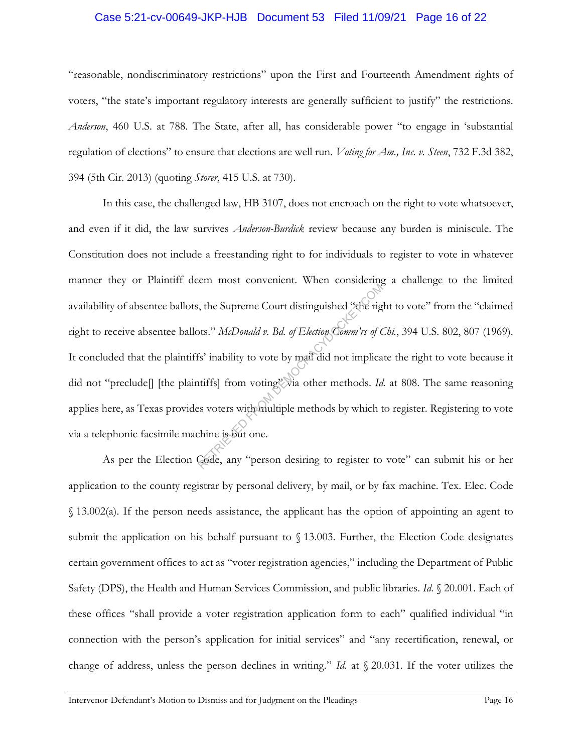"reasonable, nondiscriminatory restrictions" upon the First and Fourteenth Amendment rights of voters, "the state's important regulatory interests are generally sufficient to justify" the restrictions. *Anderson*, 460 U.S. at 788. The State, after all, has considerable power "to engage in 'substantial regulation of elections" to ensure that elections are well run. *Voting for Am., Inc. v. Steen*, 732 F.3d 382, 394 (5th Cir. 2013) (quoting *Storer*, 415 U.S. at 730).

In this case, the challenged law, HB 3107, does not encroach on the right to vote whatsoever, and even if it did, the law survives *Anderson-Burdick* review because any burden is miniscule. The Constitution does not include a freestanding right to for individuals to register to vote in whatever manner they or Plaintiff deem most convenient. When considering a challenge to the limited availability of absentee ballots, the Supreme Court distinguished "the right to vote" from the "claimed right to receive absentee ballots." *McDonald v. Bd. of Election Comm'rs of Chi.*, 394 U.S. 802, 807 (1969). It concluded that the plaintiffs' inability to vote by mail did not implicate the right to vote because it did not "preclude[] [the plaintiffs] from voting" via other methods. *Id.* at 808. The same reasoning applies here, as Texas provides voters with multiple methods by which to register. Registering to vote via a telephonic facsimile machine is but one.

As per the Election Code, any "person desiring to register to vote" can submit his or her application to the county registrar by personal delivery, by mail, or by fax machine. Tex. Elec. Code § 13.002(a). If the person needs assistance, the applicant has the option of appointing an agent to submit the application on his behalf pursuant to § 13.003. Further, the Election Code designates certain government offices to act as "voter registration agencies," including the Department of Public Safety (DPS), the Health and Human Services Commission, and public libraries. *Id.* § 20.001. Each of these offices "shall provide a voter registration application form to each" qualified individual "in connection with the person's application for initial services" and "any recertification, renewal, or change of address, unless the person declines in writing." *Id.* at § 20.031. If the voter utilizes the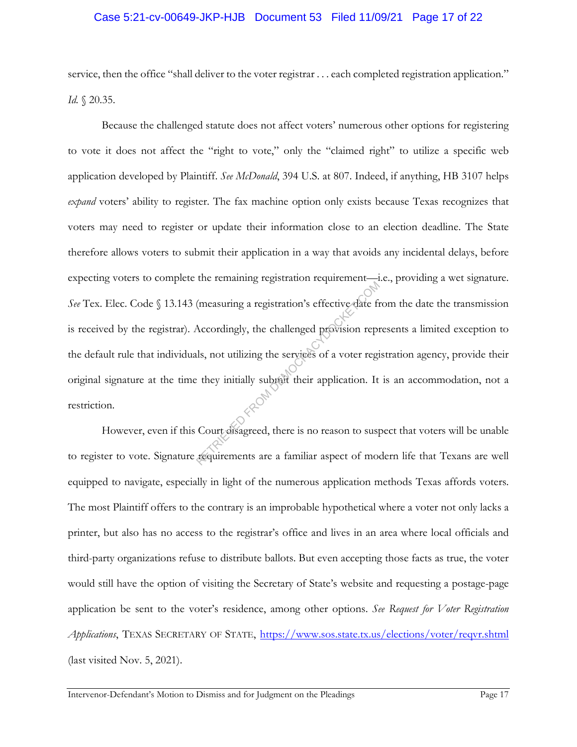service, then the office "shall deliver to the voter registrar . . . each completed registration application." *Id.* § 20.35.

Because the challenged statute does not affect voters' numerous other options for registering to vote it does not affect the "right to vote," only the "claimed right" to utilize a specific web application developed by Plaintiff. *See McDonald*, 394 U.S. at 807. Indeed, if anything, HB 3107 helps *expand* voters' ability to register. The fax machine option only exists because Texas recognizes that voters may need to register or update their information close to an election deadline. The State therefore allows voters to submit their application in a way that avoids any incidental delays, before expecting voters to complete the remaining registration requirement—i.e., providing a wet signature. *See* Tex. Elec. Code § 13.143 (measuring a registration's effective date from the date the transmission is received by the registrar). Accordingly, the challenged provision represents a limited exception to the default rule that individuals, not utilizing the services of a voter registration agency, provide their original signature at the time they initially submit their application. It is an accommodation, not a restriction.

However, even if this Court disagreed, there is no reason to suspect that voters will be unable to register to vote. Signature requirements are a familiar aspect of modern life that Texans are well equipped to navigate, especially in light of the numerous application methods Texas affords voters. The most Plaintiff offers to the contrary is an improbable hypothetical where a voter not only lacks a printer, but also has no access to the registrar's office and lives in an area where local officials and third-party organizations refuse to distribute ballots. But even accepting those facts as true, the voter would still have the option of visiting the Secretary of State's website and requesting a postage-page application be sent to the voter's residence, among other options. *See Request for Voter Registration Applications*, TEXAS SECRETARY OF STATE, https://www.sos.state.tx.us/elections/voter/reqvr.shtml (last visited Nov. 5, 2021).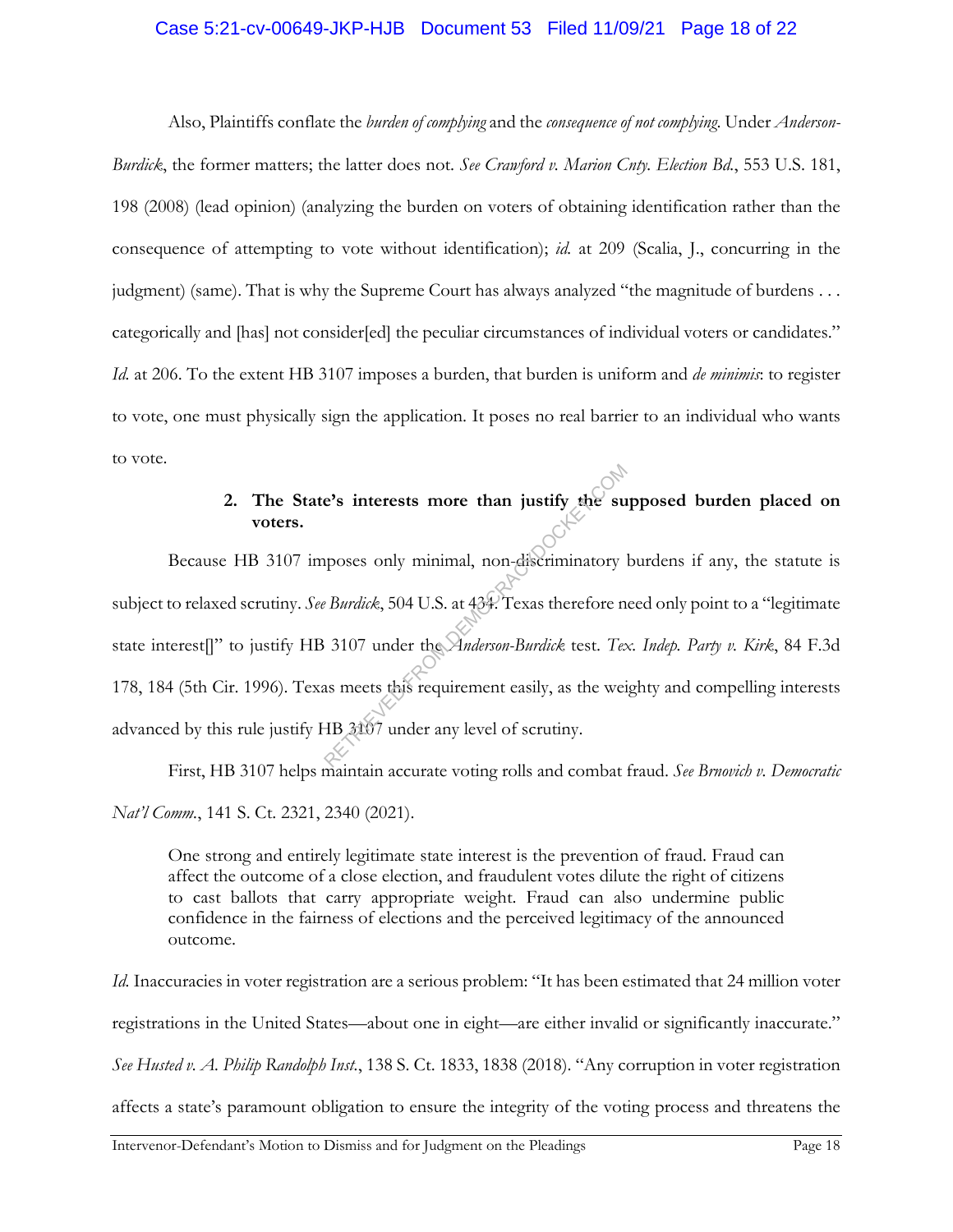Also, Plaintiffs conflate the *burden of complying* and the *consequence of not complying*. Under *Anderson-Burdick*, the former matters; the latter does not. *See Crawford v. Marion Cnty. Election Bd.*, 553 U.S. 181, 198 (2008) (lead opinion) (analyzing the burden on voters of obtaining identification rather than the consequence of attempting to vote without identification); *id.* at 209 (Scalia, J., concurring in the judgment) (same). That is why the Supreme Court has always analyzed "the magnitude of burdens . . . categorically and [has] not consider[ed] the peculiar circumstances of individual voters or candidates." *Id.* at 206. To the extent HB 3107 imposes a burden, that burden is uniform and *de minimis*: to register to vote, one must physically sign the application. It poses no real barrier to an individual who wants to vote.

**2. The State's interests more than justify the supposed burden placed on voters.**

Because HB 3107 imposes only minimal, non-discriminatory burdens if any, the statute is subject to relaxed scrutiny. *See Burdick*, 504 U.S. at 434. Texas therefore need only point to a "legitimate state interest[]" to justify HB 3107 under the *Anderson-Burdick* test. *Tex. Indep. Party v. Kirk*, 84 F.3d 178, 184 (5th Cir. 1996). Texas meets this requirement easily, as the weighty and compelling interests advanced by this rule justify HB 3107 under any level of scrutiny.

First, HB 3107 helps maintain accurate voting rolls and combat fraud. *See Brnovich v. Democratic Nat'l Comm.*, 141 S. Ct. 2321, 2340 (2021).

> One strong and entirely legitimate state interest is the prevention of fraud. Fraud can affect the outcome of a close election, and fraudulent votes dilute the right of citizens to cast ballots that carry appropriate weight. Fraud can also undermine public confidence in the fairness of elections and the perceived legitimacy of the announced outcome.

*Id.* Inaccuracies in voter registration are a serious problem: "It has been estimated that 24 million voter registrations in the United States—about one in eight—are either invalid or significantly inaccurate." *See Husted v. A. Philip Randolph Inst.*, 138 S. Ct. 1833, 1838 (2018). "Any corruption in voter registration affects a state's paramount obligation to ensure the integrity of the voting process and threatens the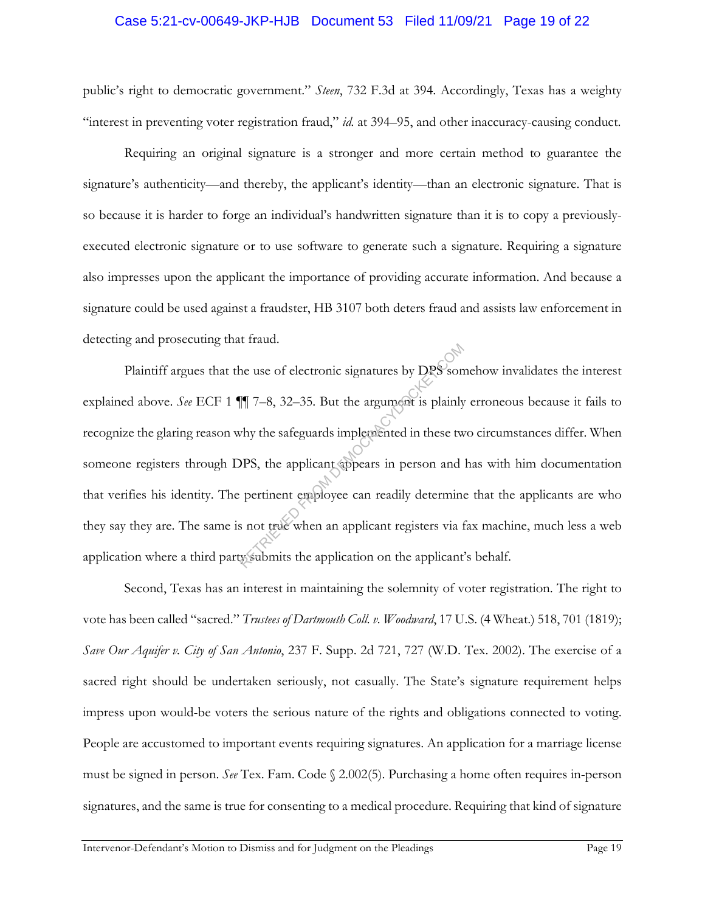public's right to democratic government." *Steen*, 732 F.3d at 394. Accordingly, Texas has a weighty "interest in preventing voter registration fraud," *id.* at 394–95, and other inaccuracy-causing conduct.

Requiring an original signature is a stronger and more certain method to guarantee the signature's authenticity—and thereby, the applicant's identity—than an electronic signature. That is so because it is harder to forge an individual's handwritten signature than it is to copy a previously-executed electronic signature or to use software to generate such a signature. Requiring a signature also impresses upon the applicant the importance of providing accurate information. And because a signature could be used against a fraudster, HB 3107 both deters fraud and assists law enforcement in detecting and prosecuting that fraud.

Plaintiff argues that the use of electronic signatures by DPS somehow invalidates the interest explained above. *See* ECF 1 ¶¶ 7–8, 32–35. But the argument is plainly erroneous because it fails to recognize the glaring reason why the safeguards implemented in these two circumstances differ. When someone registers through DPS, the applicant appears in person and has with him documentation that verifies his identity. The pertinent employee can readily determine that the applicants are who they say they are. The same is not true when an applicant registers via fax machine, much less a web application where a third party submits the application on the applicant's behalf.

Second, Texas has an interest in maintaining the solemnity of voter registration. The right to vote has been called "sacred." *Trustees of Dartmouth Coll. v. Woodward*, 17 U.S. (4 Wheat.) 518, 701 (1819); *Save Our Aquifer v. City of San Antonio*, 237 F. Supp. 2d 721, 727 (W.D. Tex. 2002). The exercise of a sacred right should be undertaken seriously, not casually. The State's signature requirement helps impress upon would-be voters the serious nature of the rights and obligations connected to voting. People are accustomed to important events requiring signatures. An application for a marriage license must be signed in person. *See* Tex. Fam. Code § 2.002(5). Purchasing a home often requires in-person signatures, and the same is true for consenting to a medical procedure. Requiring that kind of signature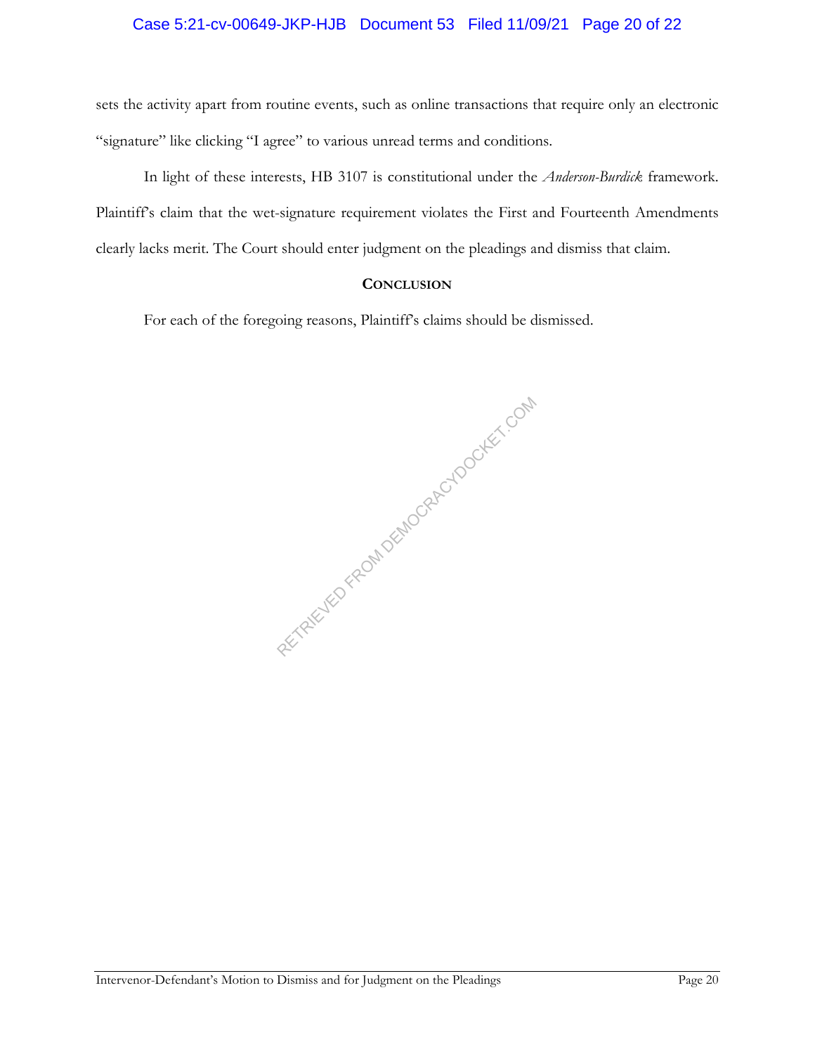sets the activity apart from routine events, such as online transactions that require only an electronic "signature" like clicking "I agree" to various unread terms and conditions.

In light of these interests, HB 3107 is constitutional under the *Anderson-Burdick* framework. Plaintiff's claim that the wet-signature requirement violates the First and Fourteenth Amendments clearly lacks merit. The Court should enter judgment on the pleadings and dismiss that claim.

## CONCLUSION

For each of the foregoing reasons, Plaintiff's claims should be dismissed.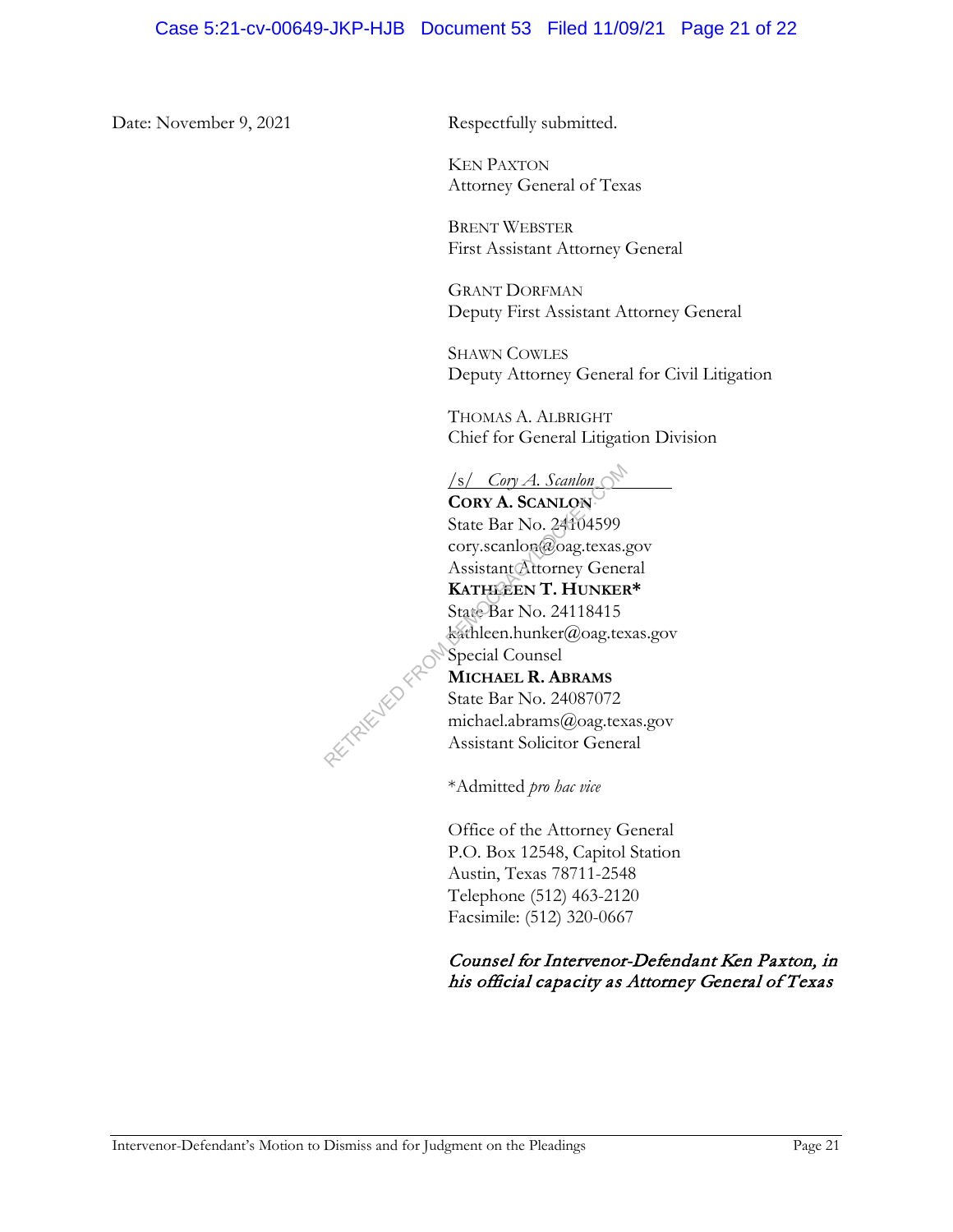Date: November 9, 2021

Respectfully submitted.

KEN PAXTON
Attorney General of Texas

BRENT WEBSTER
First Assistant Attorney General

GRANT DORFMAN
Deputy First Assistant Attorney General

SHAWN COWLES
Deputy Attorney General for Civil Litigation

THOMAS A. ALBRIGHT
Chief for General Litigation Division

/s/ *Cory A. Scanlon*
**CORY A. SCANLON**
State Bar No. 24104599
cory.scanlon@oag.texas.gov
Assistant Attorney General
**KATHLEEN T. HUNKER***
State Bar No. 24118415
kathleen.hunker@oag.texas.gov
Special Counsel
**MICHAEL R. ABRAMS**
State Bar No. 24087072
michael.abrams@oag.texas.gov
Assistant Solicitor General

*Admitted *pro hac vice*

Office of the Attorney General
P.O. Box 12548, Capitol Station
Austin, Texas 78711-2548
Telephone (512) 463-2120
Facsimile: (512) 320-0667

*Counsel for Intervenor-Defendant Ken Paxton, in his official capacity as Attorney General of Texas*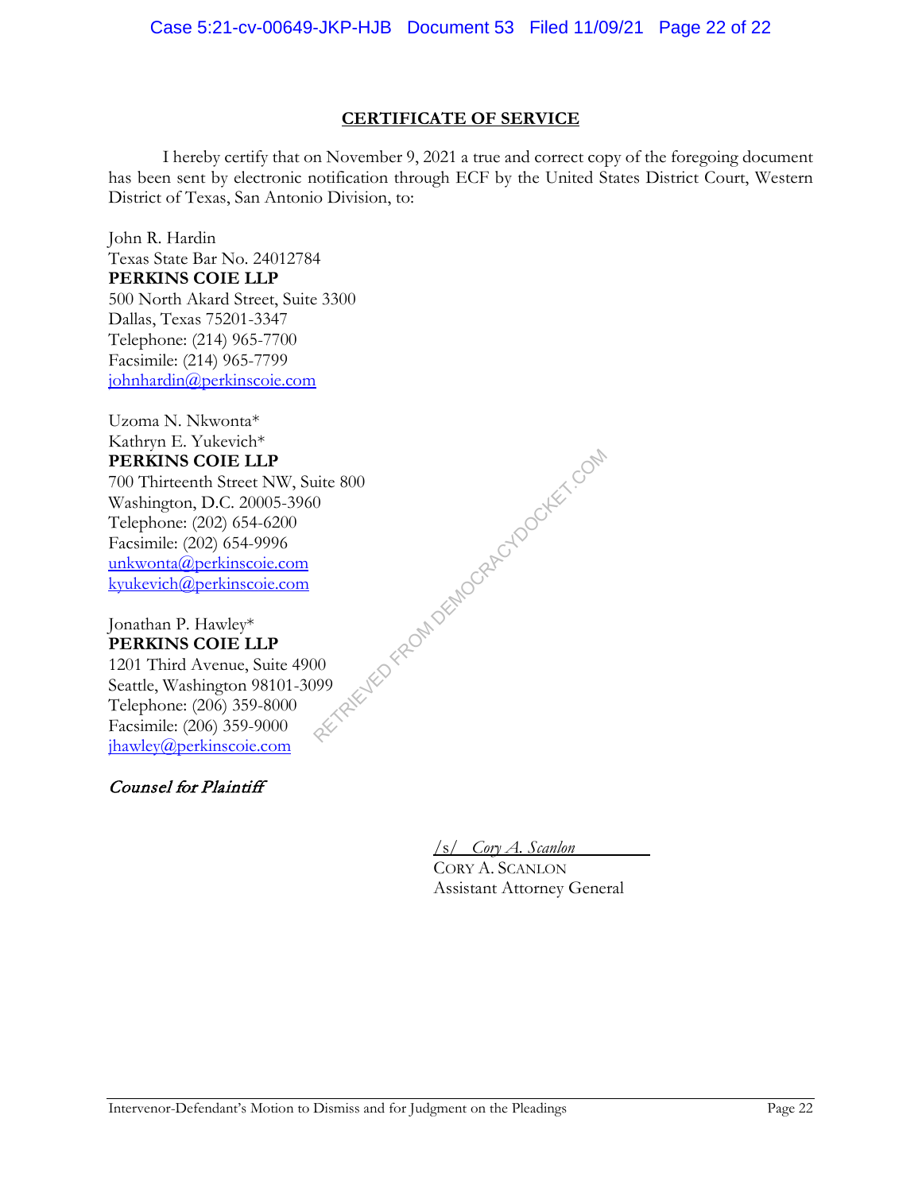## CERTIFICATE OF SERVICE

I hereby certify that on November 9, 2021 a true and correct copy of the foregoing document has been sent by electronic notification through ECF by the United States District Court, Western District of Texas, San Antonio Division, to:

John R. Hardin
Texas State Bar No. 24012784
**PERKINS COIE LLP**
500 North Akard Street, Suite 3300
Dallas, Texas 75201-3347
Telephone: (214) 965-7700
Facsimile: (214) 965-7799
johnhardin@perkinscoie.com

Uzoma N. Nkwonta*
Kathryn E. Yukevich*
**PERKINS COIE LLP**
700 Thirteenth Street NW, Suite 800
Washington, D.C. 20005-3960
Telephone: (202) 654-6200
Facsimile: (202) 654-9996
unkwonta@perkinscoie.com
kyukevich@perkinscoie.com

Jonathan P. Hawley*
**PERKINS COIE LLP**
1201 Third Avenue, Suite 4900
Seattle, Washington 98101-3099
Telephone: (206) 359-8000
Facsimile: (206) 359-9000
jhawley@perkinscoie.com

*Counsel for Plaintiff*

/s/ *Cory A. Scanlon*
CORY A. SCANLON
Assistant Attorney General

Intervenor-Defendant's Motion to Dismiss and for Judgment on the Pleadings